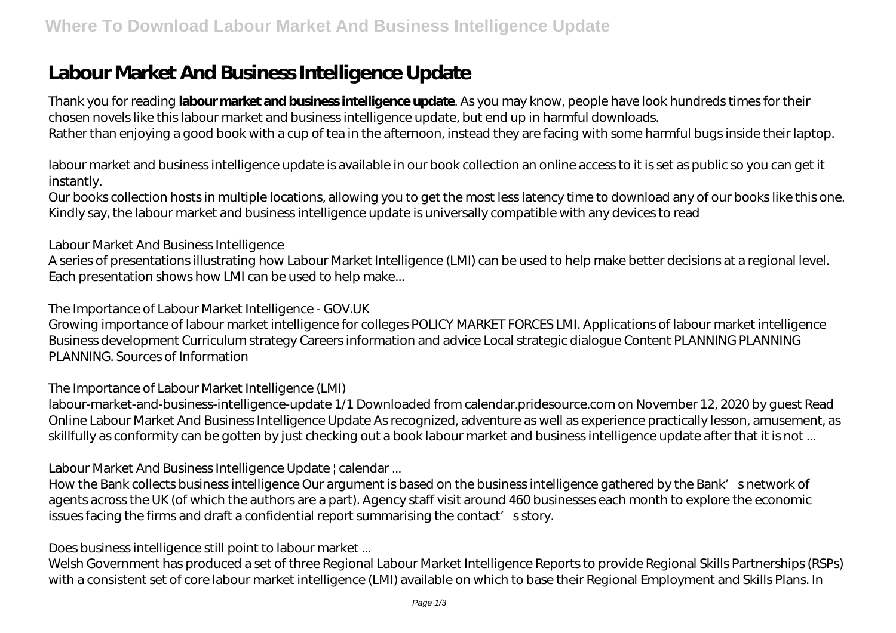# Labour Market And Business Intelligence Update

Thank you for reading **labour market and business intelligence update**. As you may know, people have look hundreds times for their chosen novels like this labour market and business intelligence update, but end up in harmful downloads.
Rather than enjoying a good book with a cup of tea in the afternoon, instead they are facing with some harmful bugs inside their laptop.

labour market and business intelligence update is available in our book collection an online access to it is set as public so you can get it instantly.
Our books collection hosts in multiple locations, allowing you to get the most less latency time to download any of our books like this one.
Kindly say, the labour market and business intelligence update is universally compatible with any devices to read

*Labour Market And Business Intelligence*

A series of presentations illustrating how Labour Market Intelligence (LMI) can be used to help make better decisions at a regional level. Each presentation shows how LMI can be used to help make...

*The Importance of Labour Market Intelligence - GOV.UK*

Growing importance of labour market intelligence for colleges POLICY MARKET FORCES LMI. Applications of labour market intelligence Business development Curriculum strategy Careers information and advice Local strategic dialogue Content PLANNING PLANNING PLANNING. Sources of Information

*The Importance of Labour Market Intelligence (LMI)*

labour-market-and-business-intelligence-update 1/1 Downloaded from calendar.pridesource.com on November 12, 2020 by guest Read Online Labour Market And Business Intelligence Update As recognized, adventure as well as experience practically lesson, amusement, as skillfully as conformity can be gotten by just checking out a book labour market and business intelligence update after that it is not ...

*Labour Market And Business Intelligence Update | calendar ...*

How the Bank collects business intelligence Our argument is based on the business intelligence gathered by the Bank's network of agents across the UK (of which the authors are a part). Agency staff visit around 460 businesses each month to explore the economic issues facing the firms and draft a confidential report summarising the contact's story.

*Does business intelligence still point to labour market ...*

Welsh Government has produced a set of three Regional Labour Market Intelligence Reports to provide Regional Skills Partnerships (RSPs) with a consistent set of core labour market intelligence (LMI) available on which to base their Regional Employment and Skills Plans. In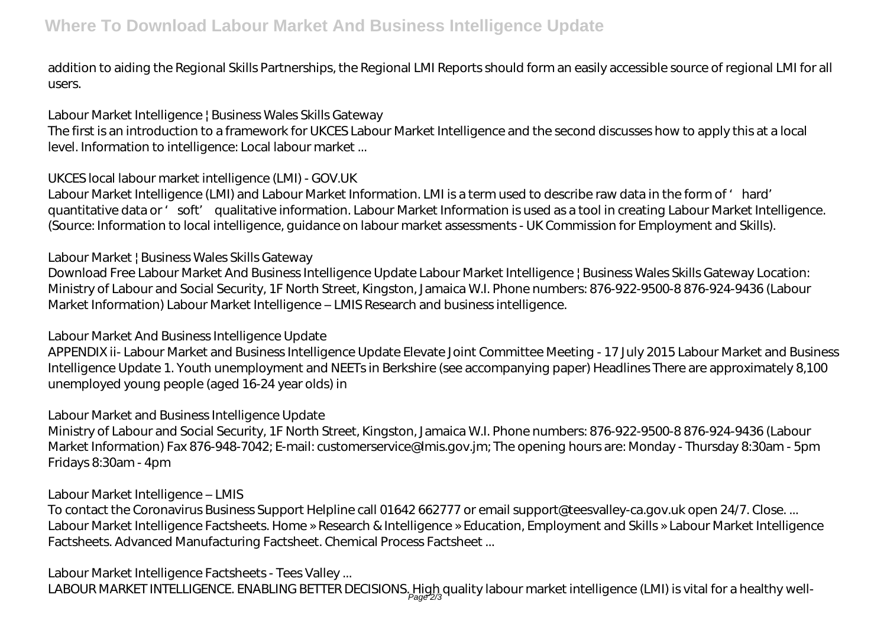addition to aiding the Regional Skills Partnerships, the Regional LMI Reports should form an easily accessible source of regional LMI for all users.

*Labour Market Intelligence | Business Wales Skills Gateway*

The first is an introduction to a framework for UKCES Labour Market Intelligence and the second discusses how to apply this at a local level. Information to intelligence: Local labour market ...

*UKCES local labour market intelligence (LMI) - GOV.UK*

Labour Market Intelligence (LMI) and Labour Market Information. LMI is a term used to describe raw data in the form of ' hard' quantitative data or ' soft' qualitative information. Labour Market Information is used as a tool in creating Labour Market Intelligence. (Source: Information to local intelligence, guidance on labour market assessments - UK Commission for Employment and Skills).

*Labour Market | Business Wales Skills Gateway*

Download Free Labour Market And Business Intelligence Update Labour Market Intelligence | Business Wales Skills Gateway Location: Ministry of Labour and Social Security, 1F North Street, Kingston, Jamaica W.I. Phone numbers: 876-922-9500-8 876-924-9436 (Labour Market Information) Labour Market Intelligence – LMIS Research and business intelligence.

*Labour Market And Business Intelligence Update*

APPENDIX ii- Labour Market and Business Intelligence Update Elevate Joint Committee Meeting - 17 July 2015 Labour Market and Business Intelligence Update 1. Youth unemployment and NEETs in Berkshire (see accompanying paper) Headlines There are approximately 8,100 unemployed young people (aged 16-24 year olds) in

*Labour Market and Business Intelligence Update*

Ministry of Labour and Social Security, 1F North Street, Kingston, Jamaica W.I. Phone numbers: 876-922-9500-8 876-924-9436 (Labour Market Information) Fax 876-948-7042; E-mail: customerservice@lmis.gov.jm; The opening hours are: Monday - Thursday 8:30am - 5pm Fridays 8:30am - 4pm

*Labour Market Intelligence – LMIS*

To contact the Coronavirus Business Support Helpline call 01642 662777 or email support@teesvalley-ca.gov.uk open 24/7. Close. ... Labour Market Intelligence Factsheets. Home » Research & Intelligence » Education, Employment and Skills » Labour Market Intelligence Factsheets. Advanced Manufacturing Factsheet. Chemical Process Factsheet ...

*Labour Market Intelligence Factsheets - Tees Valley ...*

LABOUR MARKET INTELLIGENCE. ENABLING BETTER DECISIONS. High quality labour market intelligence (LMI) is vital for a healthy well-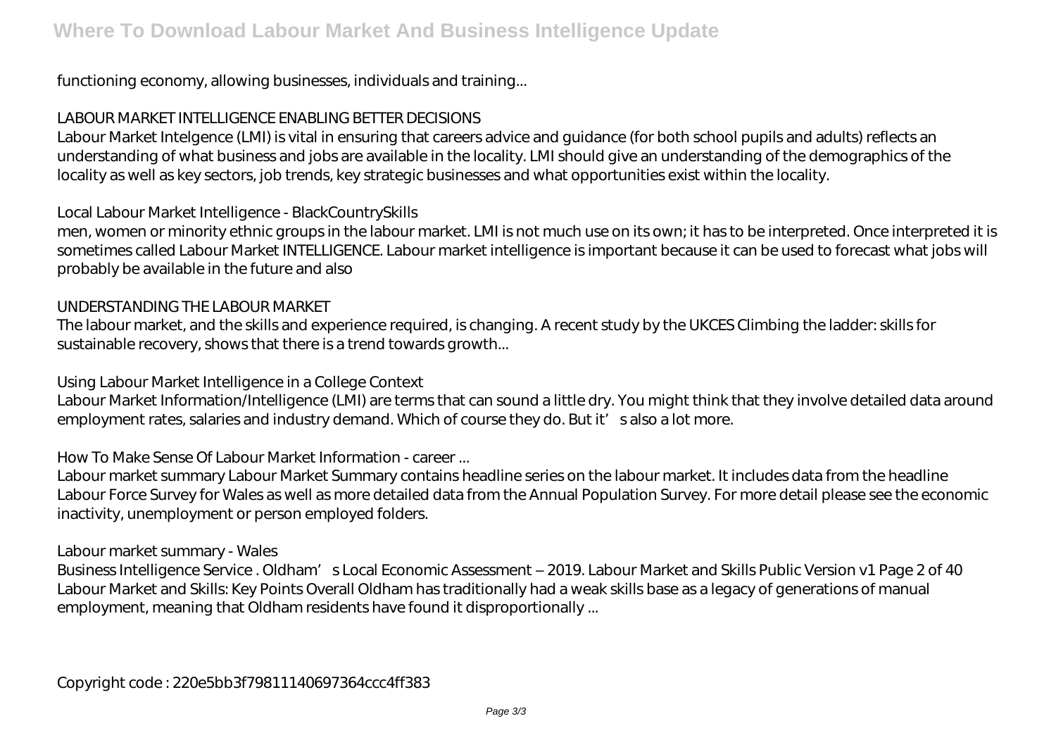functioning economy, allowing businesses, individuals and training...

LABOUR MARKET INTELLIGENCE ENABLING BETTER DECISIONS

Labour Market Intelgence (LMI) is vital in ensuring that careers advice and guidance (for both school pupils and adults) reflects an understanding of what business and jobs are available in the locality. LMI should give an understanding of the demographics of the locality as well as key sectors, job trends, key strategic businesses and what opportunities exist within the locality.

Local Labour Market Intelligence - BlackCountrySkills

men, women or minority ethnic groups in the labour market. LMI is not much use on its own; it has to be interpreted. Once interpreted it is sometimes called Labour Market INTELLIGENCE. Labour market intelligence is important because it can be used to forecast what jobs will probably be available in the future and also

UNDERSTANDING THE LABOUR MARKET

The labour market, and the skills and experience required, is changing. A recent study by the UKCES Climbing the ladder: skills for sustainable recovery, shows that there is a trend towards growth...

Using Labour Market Intelligence in a College Context

Labour Market Information/Intelligence (LMI) are terms that can sound a little dry. You might think that they involve detailed data around employment rates, salaries and industry demand. Which of course they do. But it's also a lot more.

How To Make Sense Of Labour Market Information - career ...

Labour market summary Labour Market Summary contains headline series on the labour market. It includes data from the headline Labour Force Survey for Wales as well as more detailed data from the Annual Population Survey. For more detail please see the economic inactivity, unemployment or person employed folders.

Labour market summary - Wales

Business Intelligence Service . Oldham's Local Economic Assessment – 2019. Labour Market and Skills Public Version v1 Page 2 of 40 Labour Market and Skills: Key Points Overall Oldham has traditionally had a weak skills base as a legacy of generations of manual employment, meaning that Oldham residents have found it disproportionally ...

Copyright code : 220e5bb3f79811140697364ccc4ff383